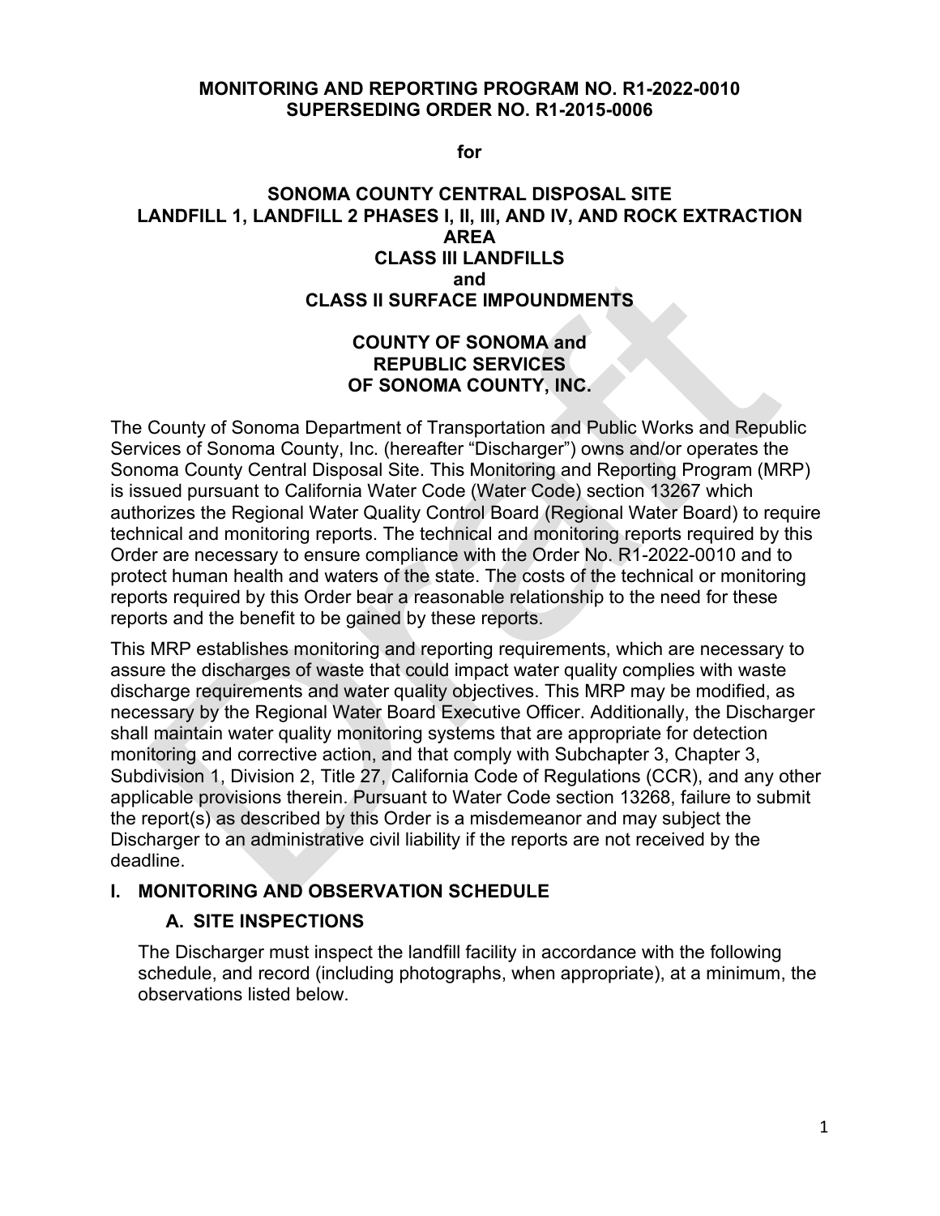**MONITORING AND REPORTING PROGRAM NO. R1-2022-0010**
**SUPERSEDING ORDER NO. R1-2015-0006**

**for**

**SONOMA COUNTY CENTRAL DISPOSAL SITE**
**LANDFILL 1, LANDFILL 2 PHASES I, II, III, AND IV, AND ROCK EXTRACTION AREA**
**CLASS III LANDFILLS**
**and**
**CLASS II SURFACE IMPOUNDMENTS**

**COUNTY OF SONOMA and**
**REPUBLIC SERVICES**
**OF SONOMA COUNTY, INC.**

The County of Sonoma Department of Transportation and Public Works and Republic Services of Sonoma County, Inc. (hereafter "Discharger") owns and/or operates the Sonoma County Central Disposal Site. This Monitoring and Reporting Program (MRP) is issued pursuant to California Water Code (Water Code) section 13267 which authorizes the Regional Water Quality Control Board (Regional Water Board) to require technical and monitoring reports. The technical and monitoring reports required by this Order are necessary to ensure compliance with the Order No. R1-2022-0010 and to protect human health and waters of the state. The costs of the technical or monitoring reports required by this Order bear a reasonable relationship to the need for these reports and the benefit to be gained by these reports.

This MRP establishes monitoring and reporting requirements, which are necessary to assure the discharges of waste that could impact water quality complies with waste discharge requirements and water quality objectives. This MRP may be modified, as necessary by the Regional Water Board Executive Officer. Additionally, the Discharger shall maintain water quality monitoring systems that are appropriate for detection monitoring and corrective action, and that comply with Subchapter 3, Chapter 3, Subdivision 1, Division 2, Title 27, California Code of Regulations (CCR), and any other applicable provisions therein. Pursuant to Water Code section 13268, failure to submit the report(s) as described by this Order is a misdemeanor and may subject the Discharger to an administrative civil liability if the reports are not received by the deadline.

## I. MONITORING AND OBSERVATION SCHEDULE

### A. SITE INSPECTIONS

The Discharger must inspect the landfill facility in accordance with the following schedule, and record (including photographs, when appropriate), at a minimum, the observations listed below.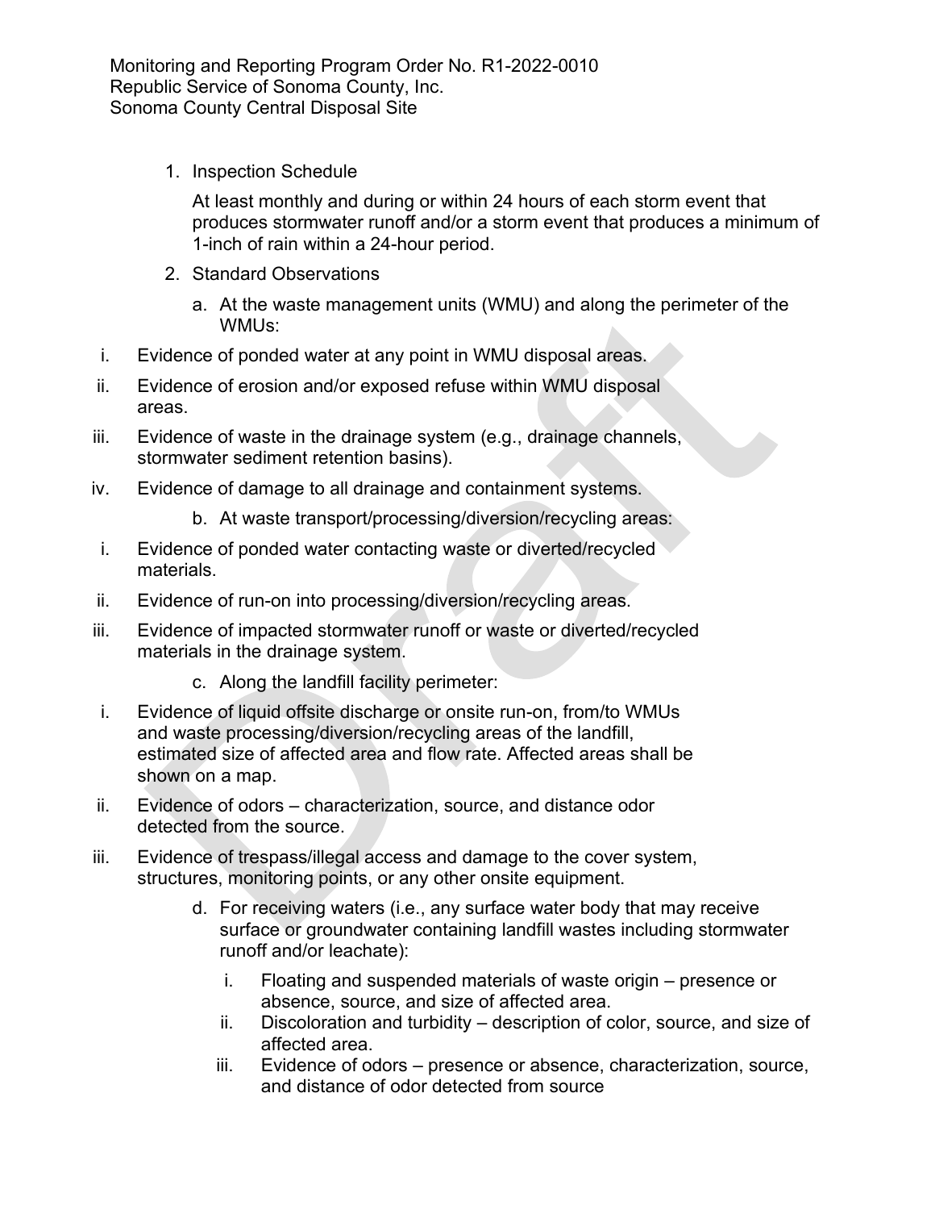1. Inspection Schedule

   At least monthly and during or within 24 hours of each storm event that produces stormwater runoff and/or a storm event that produces a minimum of 1-inch of rain within a 24-hour period.

2. Standard Observations

   a. At the waste management units (WMU) and along the perimeter of the WMUs:

      i. Evidence of ponded water at any point in WMU disposal areas.
      ii. Evidence of erosion and/or exposed refuse within WMU disposal areas.
      iii. Evidence of waste in the drainage system (e.g., drainage channels, stormwater sediment retention basins).
      iv. Evidence of damage to all drainage and containment systems.

   b. At waste transport/processing/diversion/recycling areas:

      i. Evidence of ponded water contacting waste or diverted/recycled materials.
      ii. Evidence of run-on into processing/diversion/recycling areas.
      iii. Evidence of impacted stormwater runoff or waste or diverted/recycled materials in the drainage system.

   c. Along the landfill facility perimeter:

      i. Evidence of liquid offsite discharge or onsite run-on, from/to WMUs and waste processing/diversion/recycling areas of the landfill, estimated size of affected area and flow rate. Affected areas shall be shown on a map.
      ii. Evidence of odors – characterization, source, and distance odor detected from the source.
      iii. Evidence of trespass/illegal access and damage to the cover system, structures, monitoring points, or any other onsite equipment.

   d. For receiving waters (i.e., any surface water body that may receive surface or groundwater containing landfill wastes including stormwater runoff and/or leachate):

      i. Floating and suspended materials of waste origin – presence or absence, source, and size of affected area.
      ii. Discoloration and turbidity – description of color, source, and size of affected area.
      iii. Evidence of odors – presence or absence, characterization, source, and distance of odor detected from source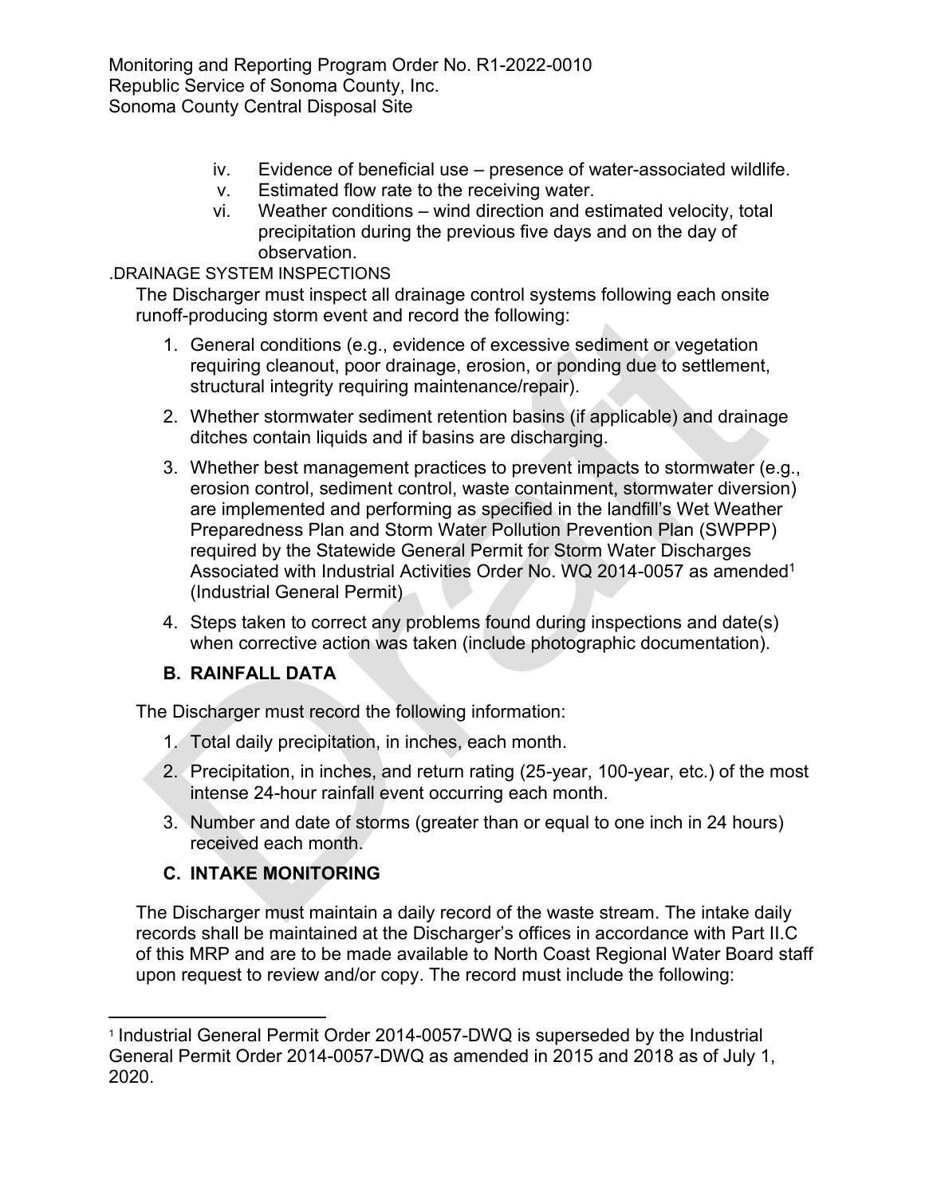iv. Evidence of beneficial use – presence of water-associated wildlife.
v. Estimated flow rate to the receiving water.
vi. Weather conditions – wind direction and estimated velocity, total precipitation during the previous five days and on the day of observation.

.DRAINAGE SYSTEM INSPECTIONS

The Discharger must inspect all drainage control systems following each onsite runoff-producing storm event and record the following:

1. General conditions (e.g., evidence of excessive sediment or vegetation requiring cleanout, poor drainage, erosion, or ponding due to settlement, structural integrity requiring maintenance/repair).
2. Whether stormwater sediment retention basins (if applicable) and drainage ditches contain liquids and if basins are discharging.
3. Whether best management practices to prevent impacts to stormwater (e.g., erosion control, sediment control, waste containment, stormwater diversion) are implemented and performing as specified in the landfill's Wet Weather Preparedness Plan and Storm Water Pollution Prevention Plan (SWPPP) required by the Statewide General Permit for Storm Water Discharges Associated with Industrial Activities Order No. WQ 2014-0057 as amended[1] (Industrial General Permit)
4. Steps taken to correct any problems found during inspections and date(s) when corrective action was taken (include photographic documentation).

### B. RAINFALL DATA

The Discharger must record the following information:

1. Total daily precipitation, in inches, each month.
2. Precipitation, in inches, and return rating (25-year, 100-year, etc.) of the most intense 24-hour rainfall event occurring each month.
3. Number and date of storms (greater than or equal to one inch in 24 hours) received each month.

### C. INTAKE MONITORING

The Discharger must maintain a daily record of the waste stream. The intake daily records shall be maintained at the Discharger's offices in accordance with Part II.C of this MRP and are to be made available to North Coast Regional Water Board staff upon request to review and/or copy. The record must include the following:

[1] Industrial General Permit Order 2014-0057-DWQ is superseded by the Industrial General Permit Order 2014-0057-DWQ as amended in 2015 and 2018 as of July 1, 2020.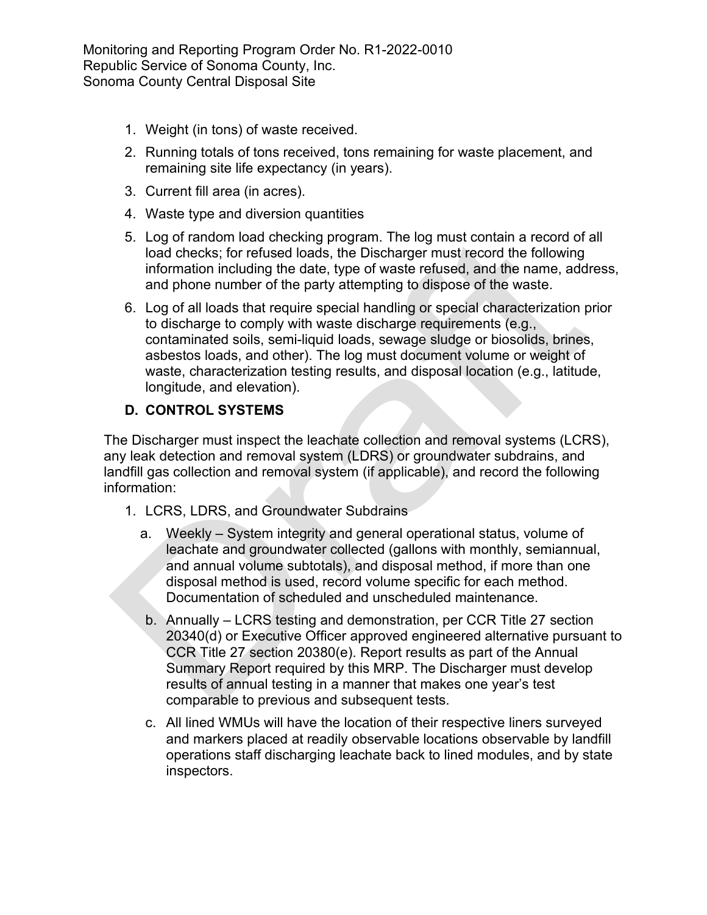1. Weight (in tons) of waste received.
2. Running totals of tons received, tons remaining for waste placement, and remaining site life expectancy (in years).
3. Current fill area (in acres).
4. Waste type and diversion quantities
5. Log of random load checking program. The log must contain a record of all load checks; for refused loads, the Discharger must record the following information including the date, type of waste refused, and the name, address, and phone number of the party attempting to dispose of the waste.
6. Log of all loads that require special handling or special characterization prior to discharge to comply with waste discharge requirements (e.g., contaminated soils, semi-liquid loads, sewage sludge or biosolids, brines, asbestos loads, and other). The log must document volume or weight of waste, characterization testing results, and disposal location (e.g., latitude, longitude, and elevation).

### D. CONTROL SYSTEMS

The Discharger must inspect the leachate collection and removal systems (LCRS), any leak detection and removal system (LDRS) or groundwater subdrains, and landfill gas collection and removal system (if applicable), and record the following information:

1. LCRS, LDRS, and Groundwater Subdrains
   a. Weekly – System integrity and general operational status, volume of leachate and groundwater collected (gallons with monthly, semiannual, and annual volume subtotals), and disposal method, if more than one disposal method is used, record volume specific for each method. Documentation of scheduled and unscheduled maintenance.
   b. Annually – LCRS testing and demonstration, per CCR Title 27 section 20340(d) or Executive Officer approved engineered alternative pursuant to CCR Title 27 section 20380(e). Report results as part of the Annual Summary Report required by this MRP. The Discharger must develop results of annual testing in a manner that makes one year's test comparable to previous and subsequent tests.
   c. All lined WMUs will have the location of their respective liners surveyed and markers placed at readily observable locations observable by landfill operations staff discharging leachate back to lined modules, and by state inspectors.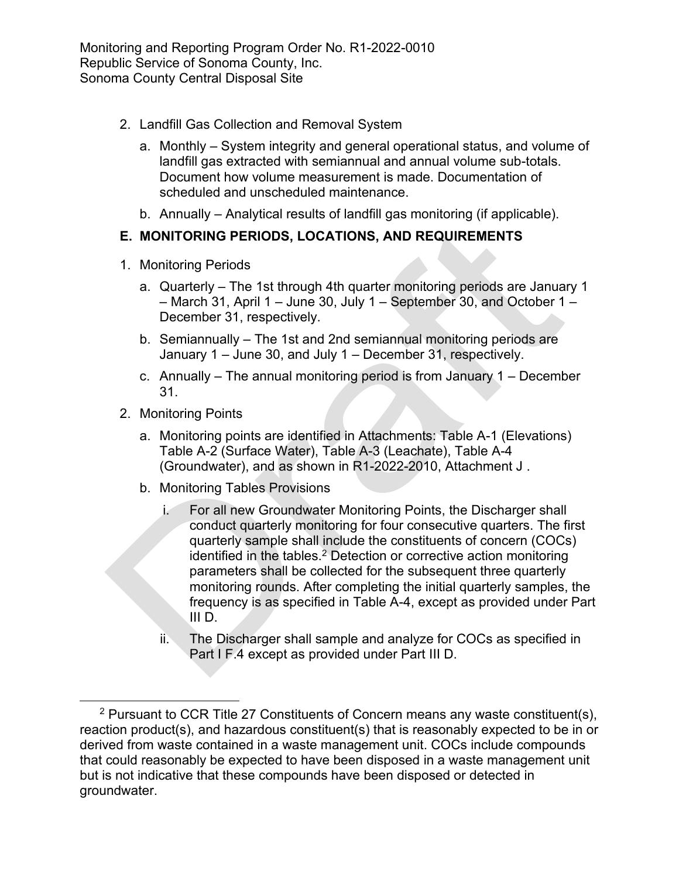2. Landfill Gas Collection and Removal System

   a. Monthly – System integrity and general operational status, and volume of landfill gas extracted with semiannual and annual volume sub-totals. Document how volume measurement is made. Documentation of scheduled and unscheduled maintenance.

   b. Annually – Analytical results of landfill gas monitoring (if applicable).

## E. MONITORING PERIODS, LOCATIONS, AND REQUIREMENTS

1. Monitoring Periods

   a. Quarterly – The 1st through 4th quarter monitoring periods are January 1 – March 31, April 1 – June 30, July 1 – September 30, and October 1 – December 31, respectively.

   b. Semiannually – The 1st and 2nd semiannual monitoring periods are January 1 – June 30, and July 1 – December 31, respectively.

   c. Annually – The annual monitoring period is from January 1 – December 31.

2. Monitoring Points

   a. Monitoring points are identified in Attachments: Table A-1 (Elevations) Table A-2 (Surface Water), Table A-3 (Leachate), Table A-4 (Groundwater), and as shown in R1-2022-2010, Attachment J .

   b. Monitoring Tables Provisions

      i. For all new Groundwater Monitoring Points, the Discharger shall conduct quarterly monitoring for four consecutive quarters. The first quarterly sample shall include the constituents of concern (COCs) identified in the tables.[2] Detection or corrective action monitoring parameters shall be collected for the subsequent three quarterly monitoring rounds. After completing the initial quarterly samples, the frequency is as specified in Table A-4, except as provided under Part III D.

      ii. The Discharger shall sample and analyze for COCs as specified in Part I F.4 except as provided under Part III D.

---

[2] Pursuant to CCR Title 27 Constituents of Concern means any waste constituent(s), reaction product(s), and hazardous constituent(s) that is reasonably expected to be in or derived from waste contained in a waste management unit. COCs include compounds that could reasonably be expected to have been disposed in a waste management unit but is not indicative that these compounds have been disposed or detected in groundwater.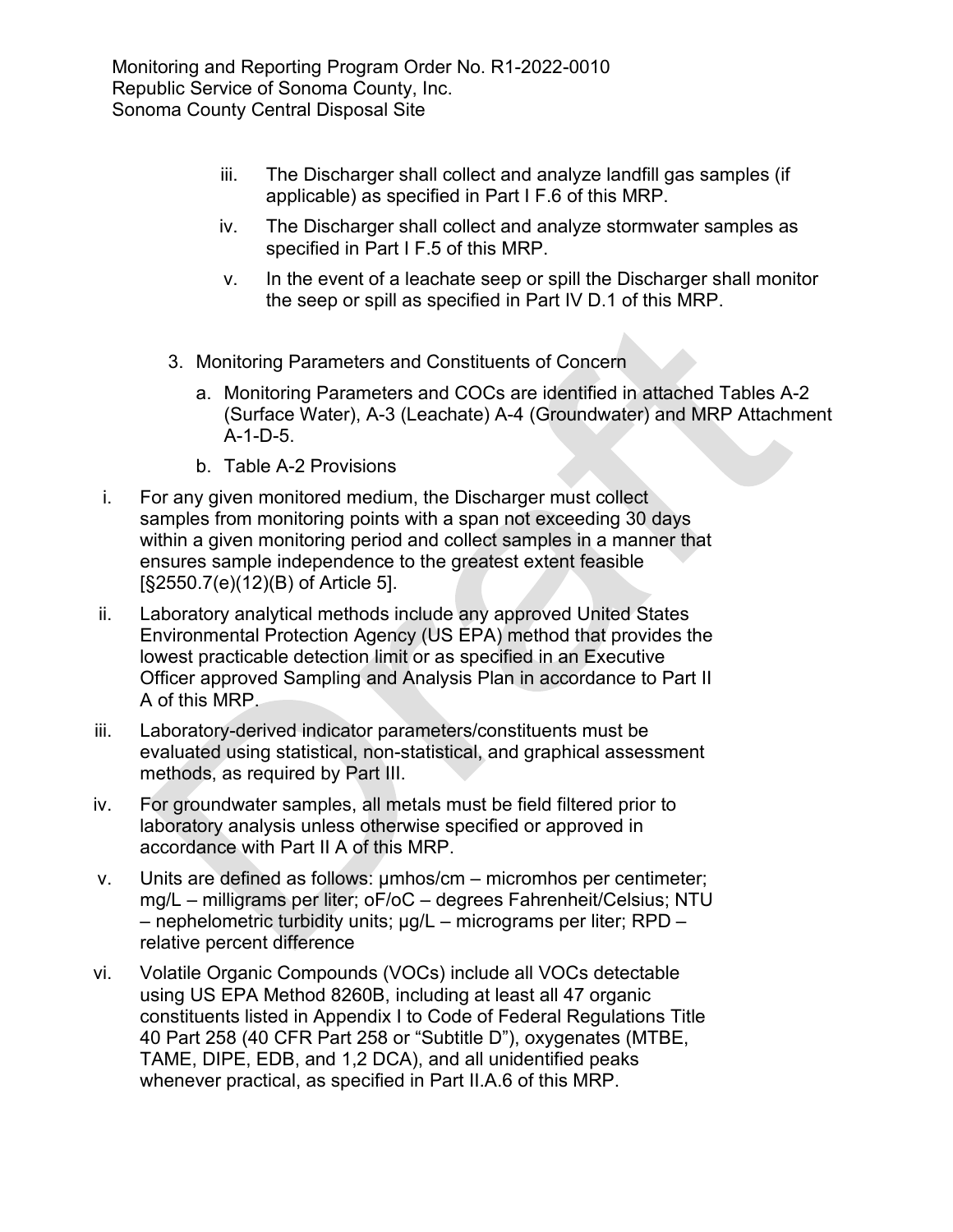iii. The Discharger shall collect and analyze landfill gas samples (if applicable) as specified in Part I F.6 of this MRP.

iv. The Discharger shall collect and analyze stormwater samples as specified in Part I F.5 of this MRP.

v. In the event of a leachate seep or spill the Discharger shall monitor the seep or spill as specified in Part IV D.1 of this MRP.

3. Monitoring Parameters and Constituents of Concern

   a. Monitoring Parameters and COCs are identified in attached Tables A-2 (Surface Water), A-3 (Leachate) A-4 (Groundwater) and MRP Attachment A-1-D-5.

   b. Table A-2 Provisions

i. For any given monitored medium, the Discharger must collect samples from monitoring points with a span not exceeding 30 days within a given monitoring period and collect samples in a manner that ensures sample independence to the greatest extent feasible [§2550.7(e)(12)(B) of Article 5].

ii. Laboratory analytical methods include any approved United States Environmental Protection Agency (US EPA) method that provides the lowest practicable detection limit or as specified in an Executive Officer approved Sampling and Analysis Plan in accordance to Part II A of this MRP.

iii. Laboratory-derived indicator parameters/constituents must be evaluated using statistical, non-statistical, and graphical assessment methods, as required by Part III.

iv. For groundwater samples, all metals must be field filtered prior to laboratory analysis unless otherwise specified or approved in accordance with Part II A of this MRP.

v. Units are defined as follows: µmhos/cm – micromhos per centimeter; mg/L – milligrams per liter; oF/oC – degrees Fahrenheit/Celsius; NTU – nephelometric turbidity units; µg/L – micrograms per liter; RPD – relative percent difference

vi. Volatile Organic Compounds (VOCs) include all VOCs detectable using US EPA Method 8260B, including at least all 47 organic constituents listed in Appendix I to Code of Federal Regulations Title 40 Part 258 (40 CFR Part 258 or "Subtitle D"), oxygenates (MTBE, TAME, DIPE, EDB, and 1,2 DCA), and all unidentified peaks whenever practical, as specified in Part II.A.6 of this MRP.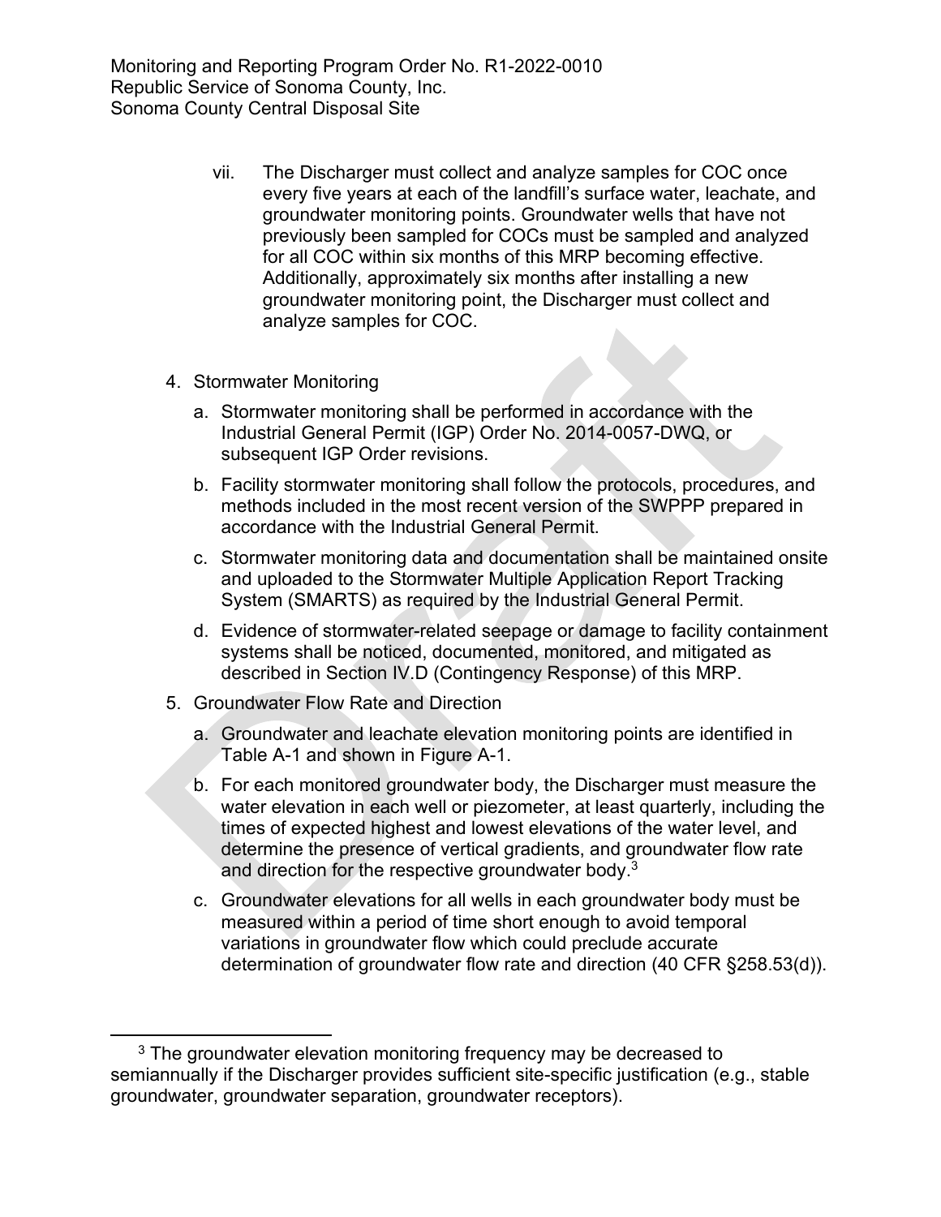vii. The Discharger must collect and analyze samples for COC once every five years at each of the landfill's surface water, leachate, and groundwater monitoring points. Groundwater wells that have not previously been sampled for COCs must be sampled and analyzed for all COC within six months of this MRP becoming effective. Additionally, approximately six months after installing a new groundwater monitoring point, the Discharger must collect and analyze samples for COC.

4. Stormwater Monitoring

   a. Stormwater monitoring shall be performed in accordance with the Industrial General Permit (IGP) Order No. 2014-0057-DWQ, or subsequent IGP Order revisions.

   b. Facility stormwater monitoring shall follow the protocols, procedures, and methods included in the most recent version of the SWPPP prepared in accordance with the Industrial General Permit.

   c. Stormwater monitoring data and documentation shall be maintained onsite and uploaded to the Stormwater Multiple Application Report Tracking System (SMARTS) as required by the Industrial General Permit.

   d. Evidence of stormwater-related seepage or damage to facility containment systems shall be noticed, documented, monitored, and mitigated as described in Section IV.D (Contingency Response) of this MRP.

5. Groundwater Flow Rate and Direction

   a. Groundwater and leachate elevation monitoring points are identified in Table A-1 and shown in Figure A-1.

   b. For each monitored groundwater body, the Discharger must measure the water elevation in each well or piezometer, at least quarterly, including the times of expected highest and lowest elevations of the water level, and determine the presence of vertical gradients, and groundwater flow rate and direction for the respective groundwater body.[3]

   c. Groundwater elevations for all wells in each groundwater body must be measured within a period of time short enough to avoid temporal variations in groundwater flow which could preclude accurate determination of groundwater flow rate and direction (40 CFR §258.53(d)).

---

[3] The groundwater elevation monitoring frequency may be decreased to semiannually if the Discharger provides sufficient site-specific justification (e.g., stable groundwater, groundwater separation, groundwater receptors).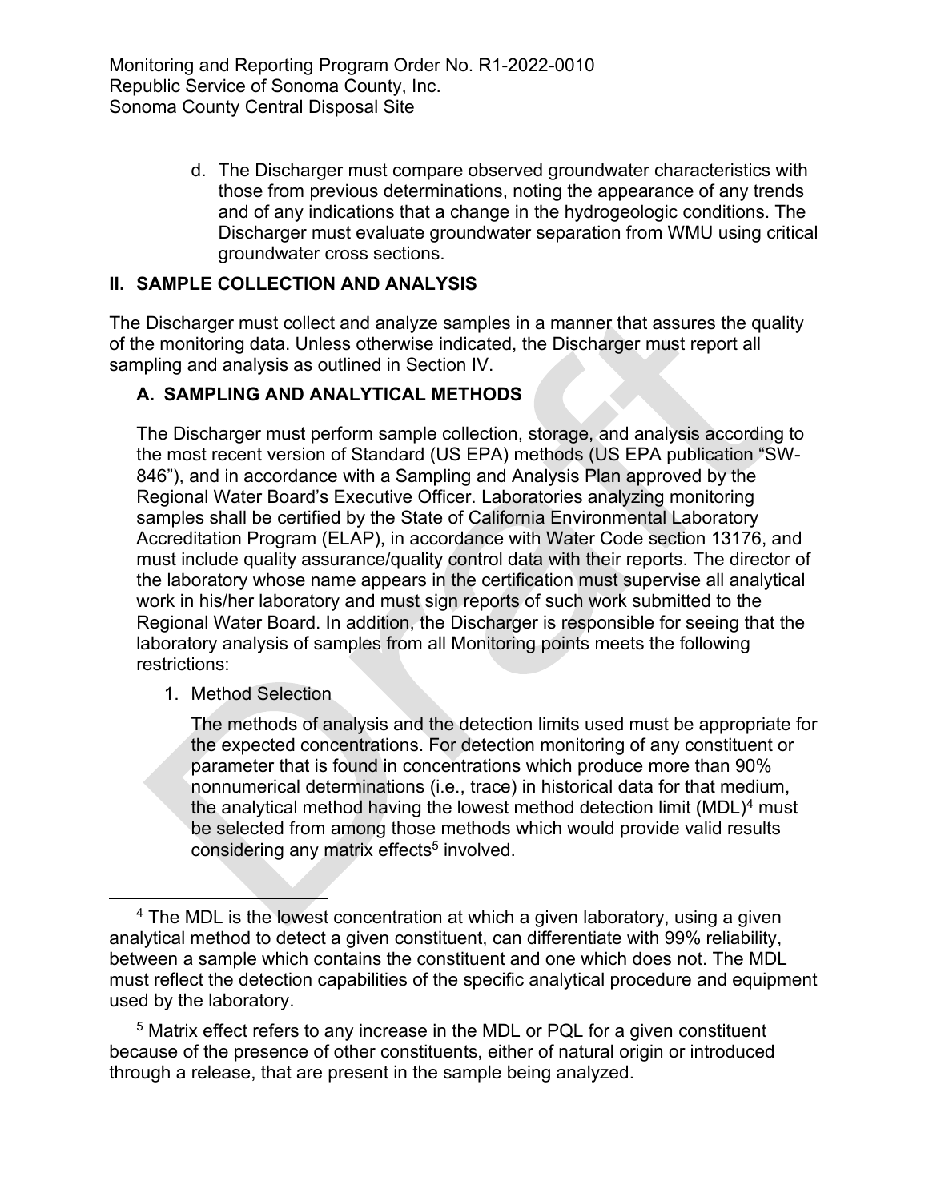d. The Discharger must compare observed groundwater characteristics with those from previous determinations, noting the appearance of any trends and of any indications that a change in the hydrogeologic conditions. The Discharger must evaluate groundwater separation from WMU using critical groundwater cross sections.

## II. SAMPLE COLLECTION AND ANALYSIS

The Discharger must collect and analyze samples in a manner that assures the quality of the monitoring data. Unless otherwise indicated, the Discharger must report all sampling and analysis as outlined in Section IV.

### A. SAMPLING AND ANALYTICAL METHODS

The Discharger must perform sample collection, storage, and analysis according to the most recent version of Standard (US EPA) methods (US EPA publication "SW-846"), and in accordance with a Sampling and Analysis Plan approved by the Regional Water Board's Executive Officer. Laboratories analyzing monitoring samples shall be certified by the State of California Environmental Laboratory Accreditation Program (ELAP), in accordance with Water Code section 13176, and must include quality assurance/quality control data with their reports. The director of the laboratory whose name appears in the certification must supervise all analytical work in his/her laboratory and must sign reports of such work submitted to the Regional Water Board. In addition, the Discharger is responsible for seeing that the laboratory analysis of samples from all Monitoring points meets the following restrictions:

1. Method Selection

   The methods of analysis and the detection limits used must be appropriate for the expected concentrations. For detection monitoring of any constituent or parameter that is found in concentrations which produce more than 90% nonnumerical determinations (i.e., trace) in historical data for that medium, the analytical method having the lowest method detection limit (MDL)[4] must be selected from among those methods which would provide valid results considering any matrix effects[5] involved.

[4] The MDL is the lowest concentration at which a given laboratory, using a given analytical method to detect a given constituent, can differentiate with 99% reliability, between a sample which contains the constituent and one which does not. The MDL must reflect the detection capabilities of the specific analytical procedure and equipment used by the laboratory.

[5] Matrix effect refers to any increase in the MDL or PQL for a given constituent because of the presence of other constituents, either of natural origin or introduced through a release, that are present in the sample being analyzed.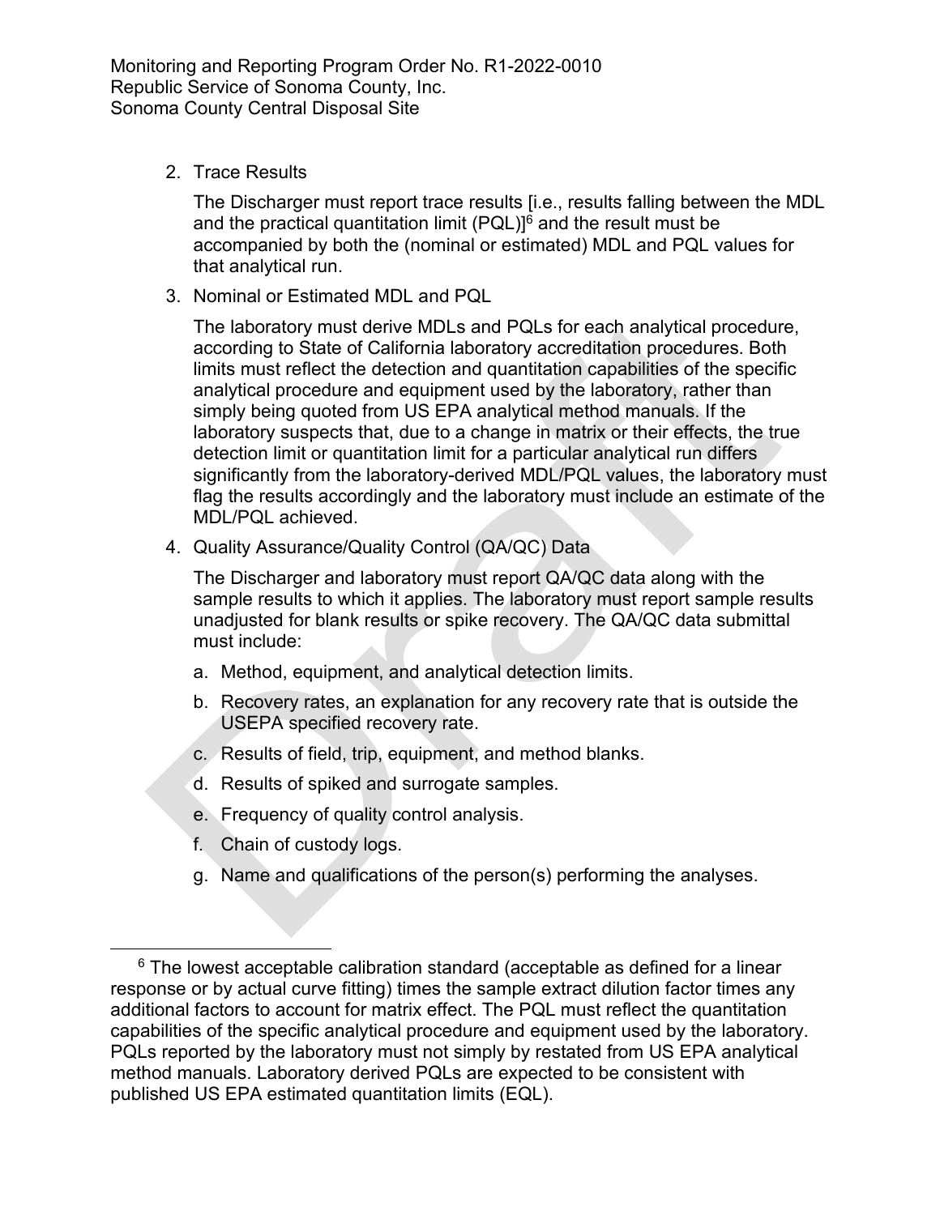2. Trace Results

   The Discharger must report trace results [i.e., results falling between the MDL and the practical quantitation limit (PQL)][6] and the result must be accompanied by both the (nominal or estimated) MDL and PQL values for that analytical run.

3. Nominal or Estimated MDL and PQL

   The laboratory must derive MDLs and PQLs for each analytical procedure, according to State of California laboratory accreditation procedures. Both limits must reflect the detection and quantitation capabilities of the specific analytical procedure and equipment used by the laboratory, rather than simply being quoted from US EPA analytical method manuals. If the laboratory suspects that, due to a change in matrix or their effects, the true detection limit or quantitation limit for a particular analytical run differs significantly from the laboratory-derived MDL/PQL values, the laboratory must flag the results accordingly and the laboratory must include an estimate of the MDL/PQL achieved.

4. Quality Assurance/Quality Control (QA/QC) Data

   The Discharger and laboratory must report QA/QC data along with the sample results to which it applies. The laboratory must report sample results unadjusted for blank results or spike recovery. The QA/QC data submittal must include:

   a. Method, equipment, and analytical detection limits.
   b. Recovery rates, an explanation for any recovery rate that is outside the USEPA specified recovery rate.
   c. Results of field, trip, equipment, and method blanks.
   d. Results of spiked and surrogate samples.
   e. Frequency of quality control analysis.
   f. Chain of custody logs.
   g. Name and qualifications of the person(s) performing the analyses.

---

[6] The lowest acceptable calibration standard (acceptable as defined for a linear response or by actual curve fitting) times the sample extract dilution factor times any additional factors to account for matrix effect. The PQL must reflect the quantitation capabilities of the specific analytical procedure and equipment used by the laboratory. PQLs reported by the laboratory must not simply by restated from US EPA analytical method manuals. Laboratory derived PQLs are expected to be consistent with published US EPA estimated quantitation limits (EQL).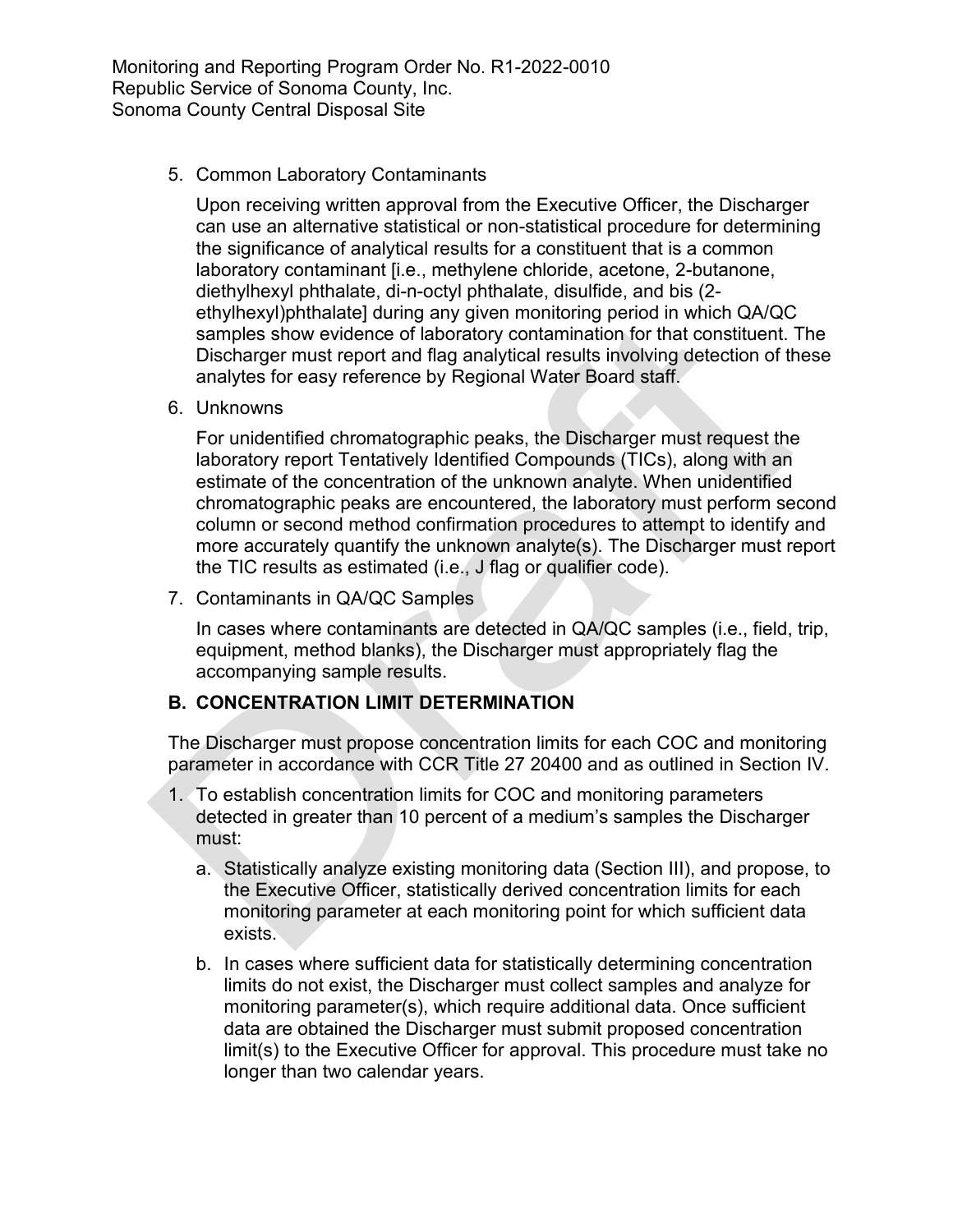5. Common Laboratory Contaminants

   Upon receiving written approval from the Executive Officer, the Discharger can use an alternative statistical or non-statistical procedure for determining the significance of analytical results for a constituent that is a common laboratory contaminant [i.e., methylene chloride, acetone, 2-butanone, diethylhexyl phthalate, di-n-octyl phthalate, disulfide, and bis (2-ethylhexyl)phthalate] during any given monitoring period in which QA/QC samples show evidence of laboratory contamination for that constituent. The Discharger must report and flag analytical results involving detection of these analytes for easy reference by Regional Water Board staff.

6. Unknowns

   For unidentified chromatographic peaks, the Discharger must request the laboratory report Tentatively Identified Compounds (TICs), along with an estimate of the concentration of the unknown analyte. When unidentified chromatographic peaks are encountered, the laboratory must perform second column or second method confirmation procedures to attempt to identify and more accurately quantify the unknown analyte(s). The Discharger must report the TIC results as estimated (i.e., J flag or qualifier code).

7. Contaminants in QA/QC Samples

   In cases where contaminants are detected in QA/QC samples (i.e., field, trip, equipment, method blanks), the Discharger must appropriately flag the accompanying sample results.

## B. CONCENTRATION LIMIT DETERMINATION

The Discharger must propose concentration limits for each COC and monitoring parameter in accordance with CCR Title 27 20400 and as outlined in Section IV.

1. To establish concentration limits for COC and monitoring parameters detected in greater than 10 percent of a medium's samples the Discharger must:

   a. Statistically analyze existing monitoring data (Section III), and propose, to the Executive Officer, statistically derived concentration limits for each monitoring parameter at each monitoring point for which sufficient data exists.

   b. In cases where sufficient data for statistically determining concentration limits do not exist, the Discharger must collect samples and analyze for monitoring parameter(s), which require additional data. Once sufficient data are obtained the Discharger must submit proposed concentration limit(s) to the Executive Officer for approval. This procedure must take no longer than two calendar years.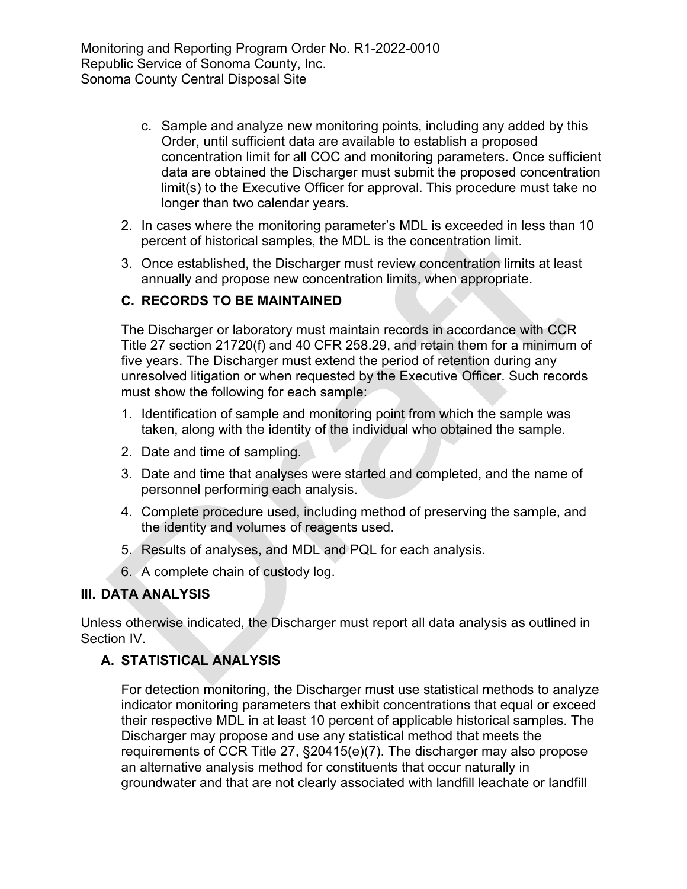c. Sample and analyze new monitoring points, including any added by this Order, until sufficient data are available to establish a proposed concentration limit for all COC and monitoring parameters. Once sufficient data are obtained the Discharger must submit the proposed concentration limit(s) to the Executive Officer for approval. This procedure must take no longer than two calendar years.

2. In cases where the monitoring parameter's MDL is exceeded in less than 10 percent of historical samples, the MDL is the concentration limit.
3. Once established, the Discharger must review concentration limits at least annually and propose new concentration limits, when appropriate.

## C. RECORDS TO BE MAINTAINED

The Discharger or laboratory must maintain records in accordance with CCR Title 27 section 21720(f) and 40 CFR 258.29, and retain them for a minimum of five years. The Discharger must extend the period of retention during any unresolved litigation or when requested by the Executive Officer. Such records must show the following for each sample:

1. Identification of sample and monitoring point from which the sample was taken, along with the identity of the individual who obtained the sample.
2. Date and time of sampling.
3. Date and time that analyses were started and completed, and the name of personnel performing each analysis.
4. Complete procedure used, including method of preserving the sample, and the identity and volumes of reagents used.
5. Results of analyses, and MDL and PQL for each analysis.
6. A complete chain of custody log.

# III. DATA ANALYSIS

Unless otherwise indicated, the Discharger must report all data analysis as outlined in Section IV.

## A. STATISTICAL ANALYSIS

For detection monitoring, the Discharger must use statistical methods to analyze indicator monitoring parameters that exhibit concentrations that equal or exceed their respective MDL in at least 10 percent of applicable historical samples. The Discharger may propose and use any statistical method that meets the requirements of CCR Title 27, §20415(e)(7). The discharger may also propose an alternative analysis method for constituents that occur naturally in groundwater and that are not clearly associated with landfill leachate or landfill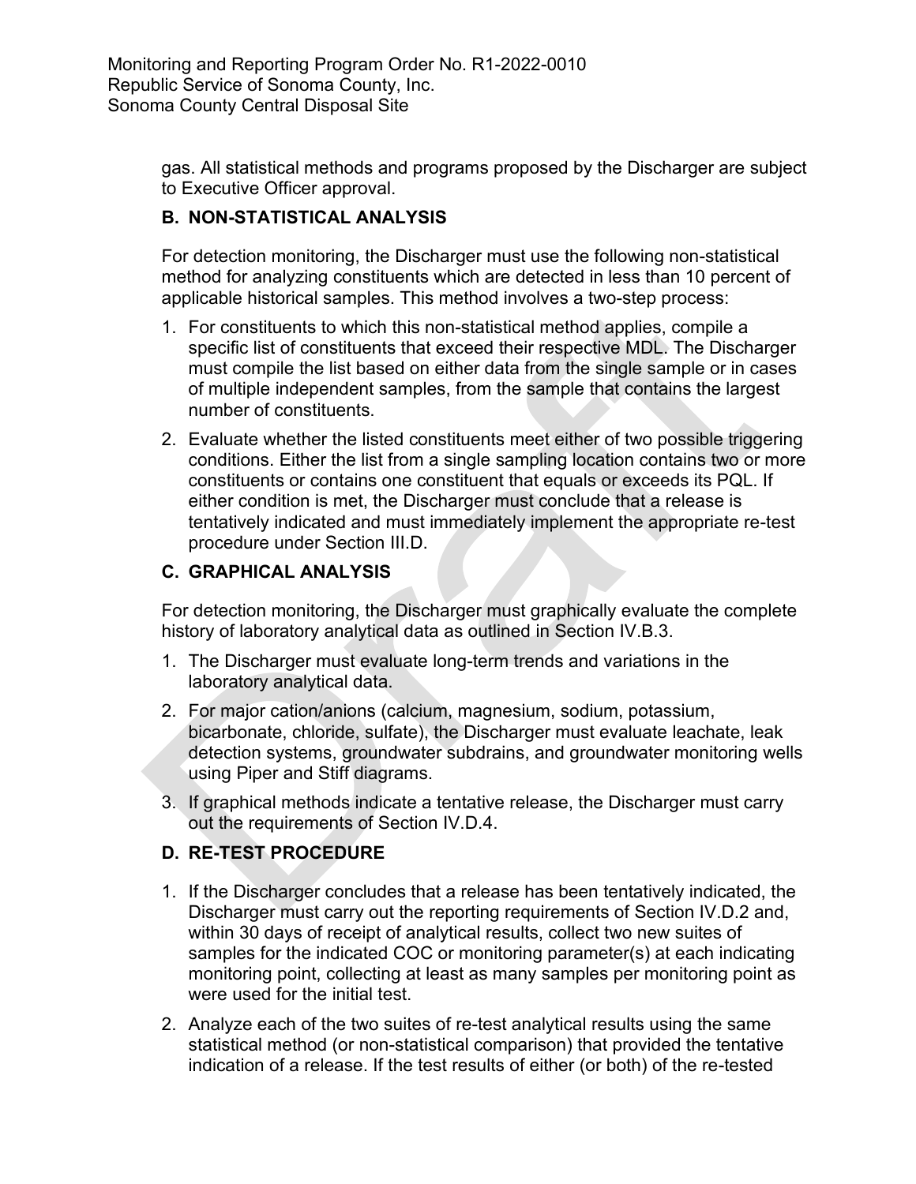gas. All statistical methods and programs proposed by the Discharger are subject to Executive Officer approval.

### B. NON-STATISTICAL ANALYSIS

For detection monitoring, the Discharger must use the following non-statistical method for analyzing constituents which are detected in less than 10 percent of applicable historical samples. This method involves a two-step process:

1. For constituents to which this non-statistical method applies, compile a specific list of constituents that exceed their respective MDL. The Discharger must compile the list based on either data from the single sample or in cases of multiple independent samples, from the sample that contains the largest number of constituents.
2. Evaluate whether the listed constituents meet either of two possible triggering conditions. Either the list from a single sampling location contains two or more constituents or contains one constituent that equals or exceeds its PQL. If either condition is met, the Discharger must conclude that a release is tentatively indicated and must immediately implement the appropriate re-test procedure under Section III.D.

### C. GRAPHICAL ANALYSIS

For detection monitoring, the Discharger must graphically evaluate the complete history of laboratory analytical data as outlined in Section IV.B.3.

1. The Discharger must evaluate long-term trends and variations in the laboratory analytical data.
2. For major cation/anions (calcium, magnesium, sodium, potassium, bicarbonate, chloride, sulfate), the Discharger must evaluate leachate, leak detection systems, groundwater subdrains, and groundwater monitoring wells using Piper and Stiff diagrams.
3. If graphical methods indicate a tentative release, the Discharger must carry out the requirements of Section IV.D.4.

### D. RE-TEST PROCEDURE

1. If the Discharger concludes that a release has been tentatively indicated, the Discharger must carry out the reporting requirements of Section IV.D.2 and, within 30 days of receipt of analytical results, collect two new suites of samples for the indicated COC or monitoring parameter(s) at each indicating monitoring point, collecting at least as many samples per monitoring point as were used for the initial test.
2. Analyze each of the two suites of re-test analytical results using the same statistical method (or non-statistical comparison) that provided the tentative indication of a release. If the test results of either (or both) of the re-tested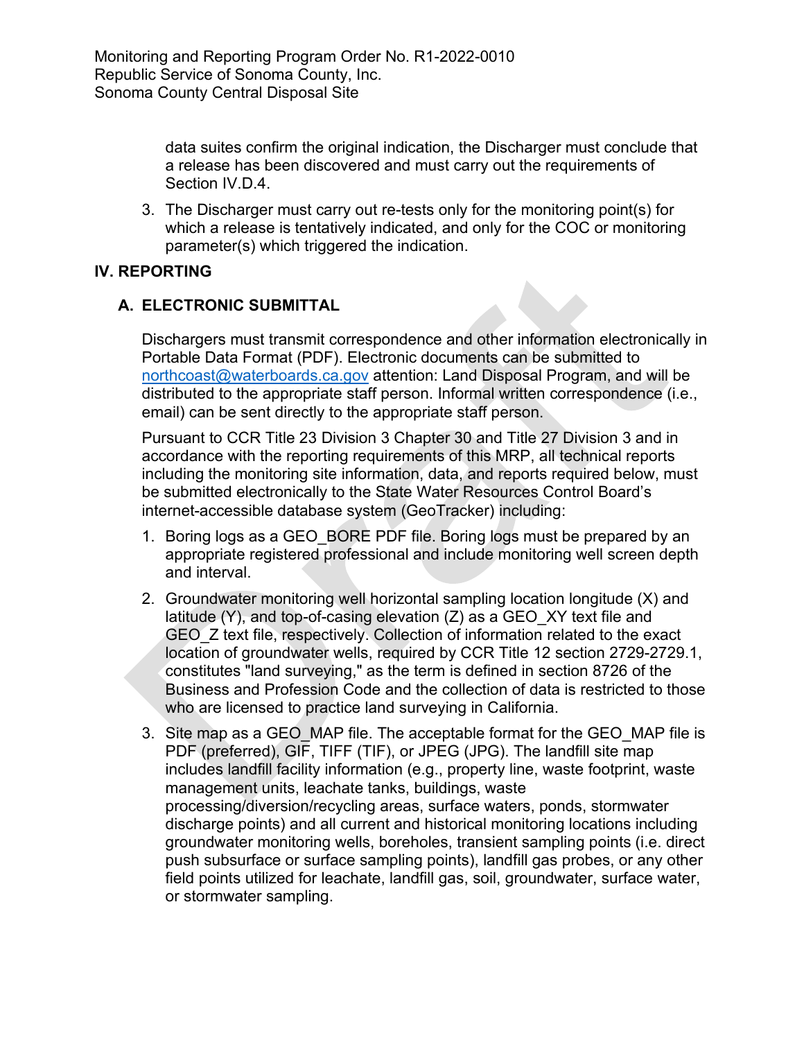data suites confirm the original indication, the Discharger must conclude that a release has been discovered and must carry out the requirements of Section IV.D.4.

3. The Discharger must carry out re-tests only for the monitoring point(s) for which a release is tentatively indicated, and only for the COC or monitoring parameter(s) which triggered the indication.

## IV. REPORTING

### A. ELECTRONIC SUBMITTAL

Dischargers must transmit correspondence and other information electronically in Portable Data Format (PDF). Electronic documents can be submitted to [northcoast@waterboards.ca.gov](mailto:northcoast@waterboards.ca.gov) attention: Land Disposal Program, and will be distributed to the appropriate staff person. Informal written correspondence (i.e., email) can be sent directly to the appropriate staff person.

Pursuant to CCR Title 23 Division 3 Chapter 30 and Title 27 Division 3 and in accordance with the reporting requirements of this MRP, all technical reports including the monitoring site information, data, and reports required below, must be submitted electronically to the State Water Resources Control Board's internet-accessible database system (GeoTracker) including:

1. Boring logs as a GEO_BORE PDF file. Boring logs must be prepared by an appropriate registered professional and include monitoring well screen depth and interval.
2. Groundwater monitoring well horizontal sampling location longitude (X) and latitude (Y), and top-of-casing elevation (Z) as a GEO_XY text file and GEO_Z text file, respectively. Collection of information related to the exact location of groundwater wells, required by CCR Title 12 section 2729-2729.1, constitutes "land surveying," as the term is defined in section 8726 of the Business and Profession Code and the collection of data is restricted to those who are licensed to practice land surveying in California.
3. Site map as a GEO_MAP file. The acceptable format for the GEO_MAP file is PDF (preferred), GIF, TIFF (TIF), or JPEG (JPG). The landfill site map includes landfill facility information (e.g., property line, waste footprint, waste management units, leachate tanks, buildings, waste processing/diversion/recycling areas, surface waters, ponds, stormwater discharge points) and all current and historical monitoring locations including groundwater monitoring wells, boreholes, transient sampling points (i.e. direct push subsurface or surface sampling points), landfill gas probes, or any other field points utilized for leachate, landfill gas, soil, groundwater, surface water, or stormwater sampling.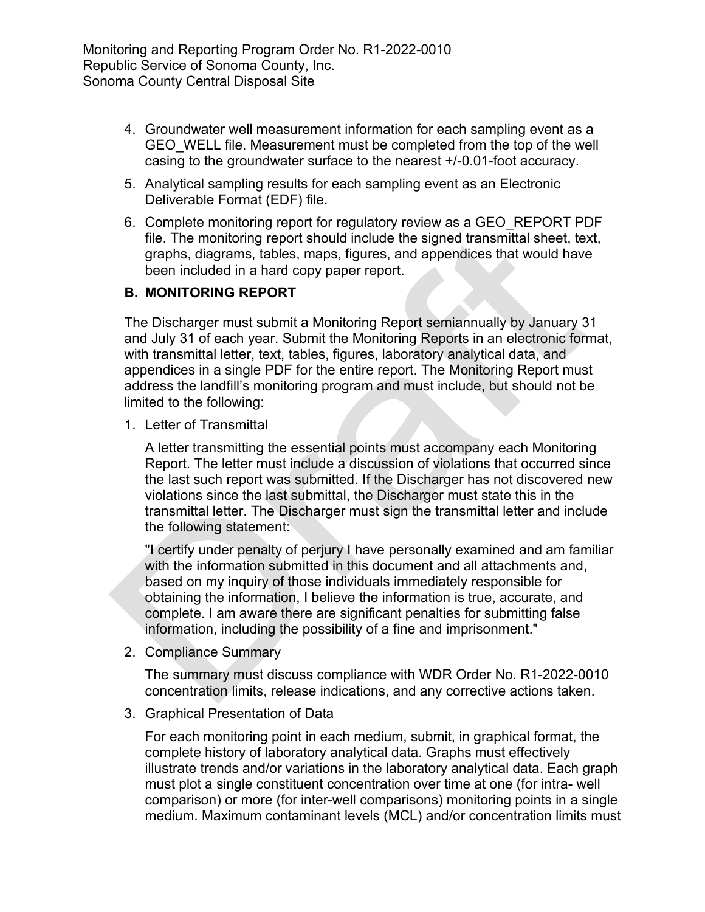4. Groundwater well measurement information for each sampling event as a GEO_WELL file. Measurement must be completed from the top of the well casing to the groundwater surface to the nearest +/-0.01-foot accuracy.

5. Analytical sampling results for each sampling event as an Electronic Deliverable Format (EDF) file.

6. Complete monitoring report for regulatory review as a GEO_REPORT PDF file. The monitoring report should include the signed transmittal sheet, text, graphs, diagrams, tables, maps, figures, and appendices that would have been included in a hard copy paper report.

## B. MONITORING REPORT

The Discharger must submit a Monitoring Report semiannually by January 31 and July 31 of each year. Submit the Monitoring Reports in an electronic format, with transmittal letter, text, tables, figures, laboratory analytical data, and appendices in a single PDF for the entire report. The Monitoring Report must address the landfill's monitoring program and must include, but should not be limited to the following:

1. Letter of Transmittal

   A letter transmitting the essential points must accompany each Monitoring Report. The letter must include a discussion of violations that occurred since the last such report was submitted. If the Discharger has not discovered new violations since the last submittal, the Discharger must state this in the transmittal letter. The Discharger must sign the transmittal letter and include the following statement:

   "I certify under penalty of perjury I have personally examined and am familiar with the information submitted in this document and all attachments and, based on my inquiry of those individuals immediately responsible for obtaining the information, I believe the information is true, accurate, and complete. I am aware there are significant penalties for submitting false information, including the possibility of a fine and imprisonment."

2. Compliance Summary

   The summary must discuss compliance with WDR Order No. R1-2022-0010 concentration limits, release indications, and any corrective actions taken.

3. Graphical Presentation of Data

   For each monitoring point in each medium, submit, in graphical format, the complete history of laboratory analytical data. Graphs must effectively illustrate trends and/or variations in the laboratory analytical data. Each graph must plot a single constituent concentration over time at one (for intra- well comparison) or more (for inter-well comparisons) monitoring points in a single medium. Maximum contaminant levels (MCL) and/or concentration limits must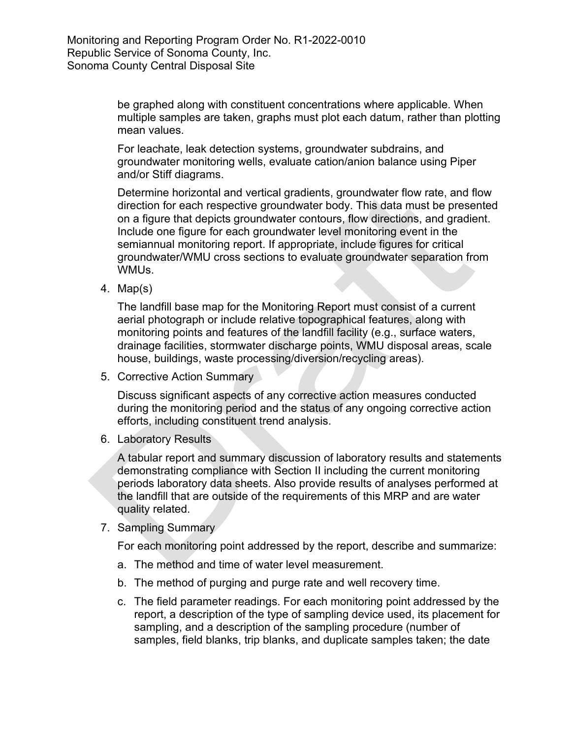be graphed along with constituent concentrations where applicable. When multiple samples are taken, graphs must plot each datum, rather than plotting mean values.

For leachate, leak detection systems, groundwater subdrains, and groundwater monitoring wells, evaluate cation/anion balance using Piper and/or Stiff diagrams.

Determine horizontal and vertical gradients, groundwater flow rate, and flow direction for each respective groundwater body. This data must be presented on a figure that depicts groundwater contours, flow directions, and gradient. Include one figure for each groundwater level monitoring event in the semiannual monitoring report. If appropriate, include figures for critical groundwater/WMU cross sections to evaluate groundwater separation from WMUs.

4. Map(s)

   The landfill base map for the Monitoring Report must consist of a current aerial photograph or include relative topographical features, along with monitoring points and features of the landfill facility (e.g., surface waters, drainage facilities, stormwater discharge points, WMU disposal areas, scale house, buildings, waste processing/diversion/recycling areas).

5. Corrective Action Summary

   Discuss significant aspects of any corrective action measures conducted during the monitoring period and the status of any ongoing corrective action efforts, including constituent trend analysis.

6. Laboratory Results

   A tabular report and summary discussion of laboratory results and statements demonstrating compliance with Section II including the current monitoring periods laboratory data sheets. Also provide results of analyses performed at the landfill that are outside of the requirements of this MRP and are water quality related.

7. Sampling Summary

   For each monitoring point addressed by the report, describe and summarize:

   a. The method and time of water level measurement.

   b. The method of purging and purge rate and well recovery time.

   c. The field parameter readings. For each monitoring point addressed by the report, a description of the type of sampling device used, its placement for sampling, and a description of the sampling procedure (number of samples, field blanks, trip blanks, and duplicate samples taken; the date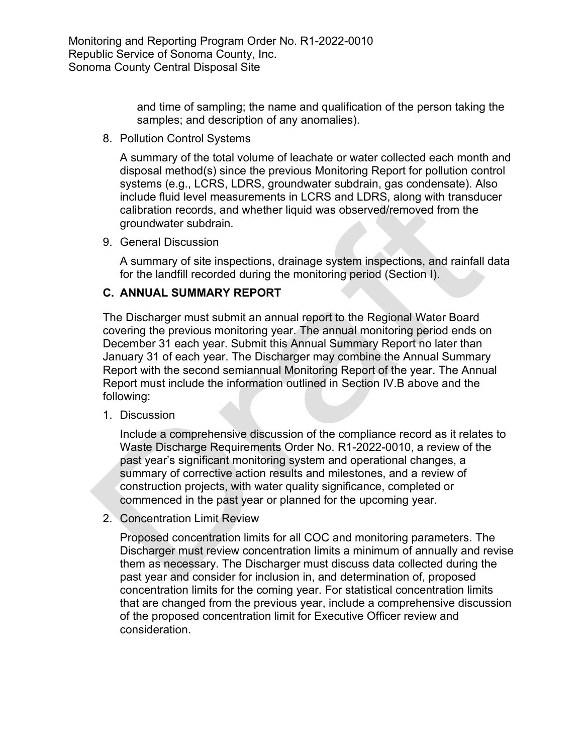and time of sampling; the name and qualification of the person taking the samples; and description of any anomalies).

8. Pollution Control Systems

   A summary of the total volume of leachate or water collected each month and disposal method(s) since the previous Monitoring Report for pollution control systems (e.g., LCRS, LDRS, groundwater subdrain, gas condensate). Also include fluid level measurements in LCRS and LDRS, along with transducer calibration records, and whether liquid was observed/removed from the groundwater subdrain.

9. General Discussion

   A summary of site inspections, drainage system inspections, and rainfall data for the landfill recorded during the monitoring period (Section I).

## C. ANNUAL SUMMARY REPORT

The Discharger must submit an annual report to the Regional Water Board covering the previous monitoring year. The annual monitoring period ends on December 31 each year. Submit this Annual Summary Report no later than January 31 of each year. The Discharger may combine the Annual Summary Report with the second semiannual Monitoring Report of the year. The Annual Report must include the information outlined in Section IV.B above and the following:

1. Discussion

   Include a comprehensive discussion of the compliance record as it relates to Waste Discharge Requirements Order No. R1-2022-0010, a review of the past year's significant monitoring system and operational changes, a summary of corrective action results and milestones, and a review of construction projects, with water quality significance, completed or commenced in the past year or planned for the upcoming year.

2. Concentration Limit Review

   Proposed concentration limits for all COC and monitoring parameters. The Discharger must review concentration limits a minimum of annually and revise them as necessary. The Discharger must discuss data collected during the past year and consider for inclusion in, and determination of, proposed concentration limits for the coming year. For statistical concentration limits that are changed from the previous year, include a comprehensive discussion of the proposed concentration limit for Executive Officer review and consideration.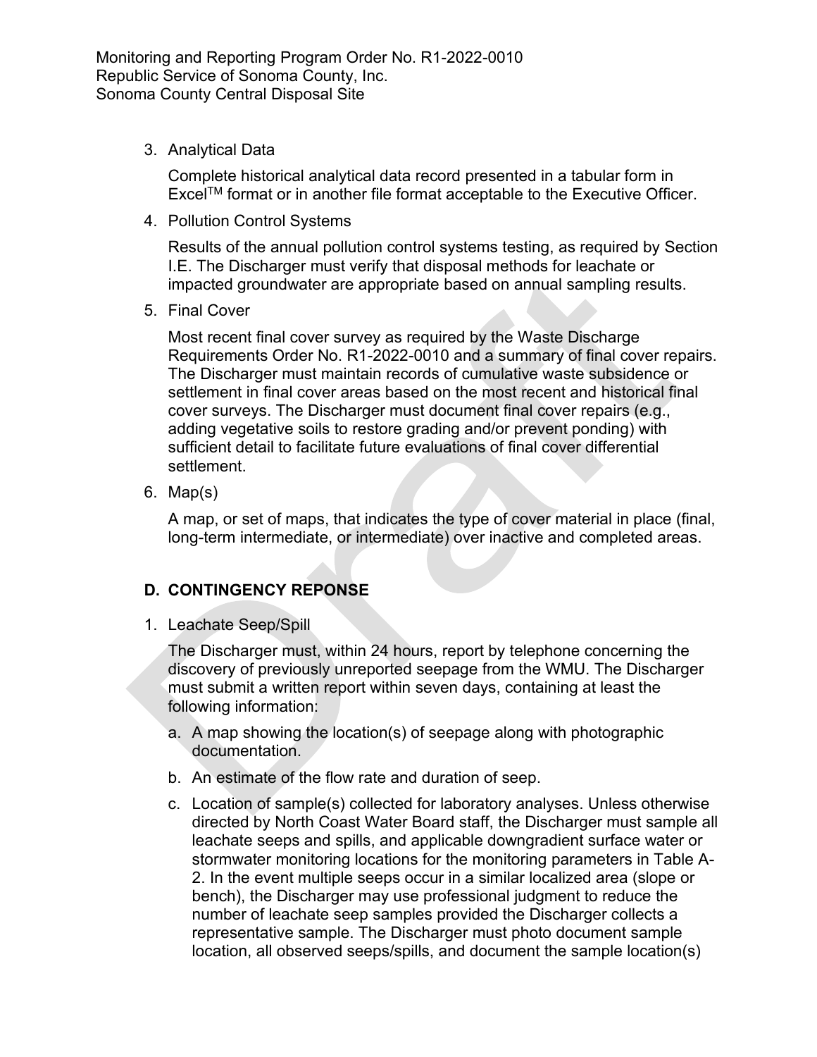3. Analytical Data

   Complete historical analytical data record presented in a tabular form in Excel™ format or in another file format acceptable to the Executive Officer.

4. Pollution Control Systems

   Results of the annual pollution control systems testing, as required by Section I.E. The Discharger must verify that disposal methods for leachate or impacted groundwater are appropriate based on annual sampling results.

5. Final Cover

   Most recent final cover survey as required by the Waste Discharge Requirements Order No. R1-2022-0010 and a summary of final cover repairs. The Discharger must maintain records of cumulative waste subsidence or settlement in final cover areas based on the most recent and historical final cover surveys. The Discharger must document final cover repairs (e.g., adding vegetative soils to restore grading and/or prevent ponding) with sufficient detail to facilitate future evaluations of final cover differential settlement.

6. Map(s)

   A map, or set of maps, that indicates the type of cover material in place (final, long-term intermediate, or intermediate) over inactive and completed areas.

## D. CONTINGENCY REPONSE

1. Leachate Seep/Spill

   The Discharger must, within 24 hours, report by telephone concerning the discovery of previously unreported seepage from the WMU. The Discharger must submit a written report within seven days, containing at least the following information:

   a. A map showing the location(s) of seepage along with photographic documentation.

   b. An estimate of the flow rate and duration of seep.

   c. Location of sample(s) collected for laboratory analyses. Unless otherwise directed by North Coast Water Board staff, the Discharger must sample all leachate seeps and spills, and applicable downgradient surface water or stormwater monitoring locations for the monitoring parameters in Table A-2. In the event multiple seeps occur in a similar localized area (slope or bench), the Discharger may use professional judgment to reduce the number of leachate seep samples provided the Discharger collects a representative sample. The Discharger must photo document sample location, all observed seeps/spills, and document the sample location(s)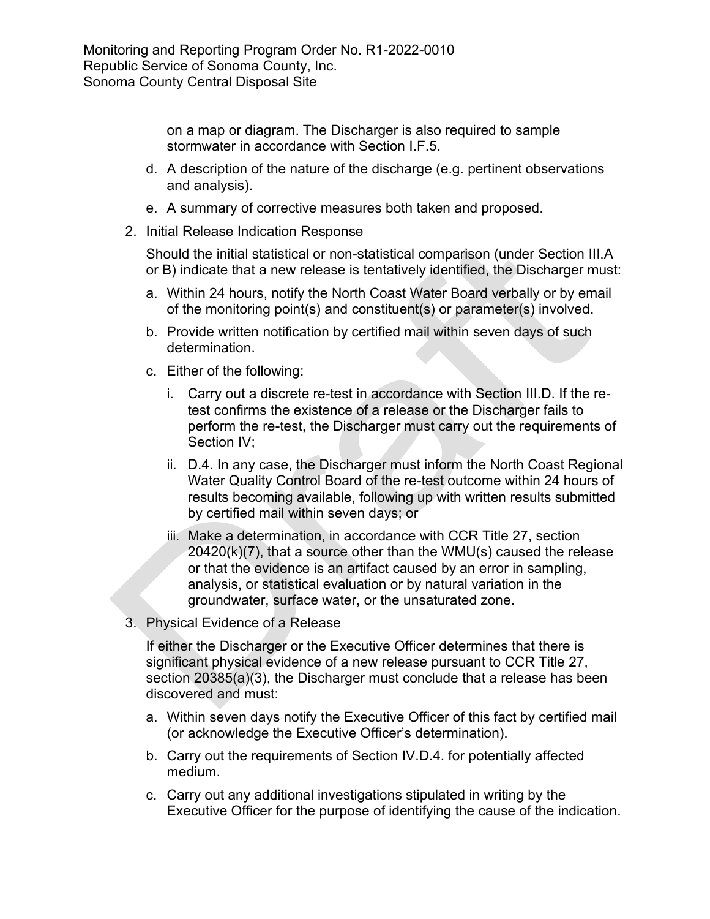on a map or diagram. The Discharger is also required to sample stormwater in accordance with Section I.F.5.

d. A description of the nature of the discharge (e.g. pertinent observations and analysis).

e. A summary of corrective measures both taken and proposed.

2. Initial Release Indication Response

   Should the initial statistical or non-statistical comparison (under Section III.A or B) indicate that a new release is tentatively identified, the Discharger must:

   a. Within 24 hours, notify the North Coast Water Board verbally or by email of the monitoring point(s) and constituent(s) or parameter(s) involved.

   b. Provide written notification by certified mail within seven days of such determination.

   c. Either of the following:

      i. Carry out a discrete re-test in accordance with Section III.D. If the re-test confirms the existence of a release or the Discharger fails to perform the re-test, the Discharger must carry out the requirements of Section IV;

      ii. D.4. In any case, the Discharger must inform the North Coast Regional Water Quality Control Board of the re-test outcome within 24 hours of results becoming available, following up with written results submitted by certified mail within seven days; or

      iii. Make a determination, in accordance with CCR Title 27, section 20420(k)(7), that a source other than the WMU(s) caused the release or that the evidence is an artifact caused by an error in sampling, analysis, or statistical evaluation or by natural variation in the groundwater, surface water, or the unsaturated zone.

3. Physical Evidence of a Release

   If either the Discharger or the Executive Officer determines that there is significant physical evidence of a new release pursuant to CCR Title 27, section 20385(a)(3), the Discharger must conclude that a release has been discovered and must:

   a. Within seven days notify the Executive Officer of this fact by certified mail (or acknowledge the Executive Officer's determination).

   b. Carry out the requirements of Section IV.D.4. for potentially affected medium.

   c. Carry out any additional investigations stipulated in writing by the Executive Officer for the purpose of identifying the cause of the indication.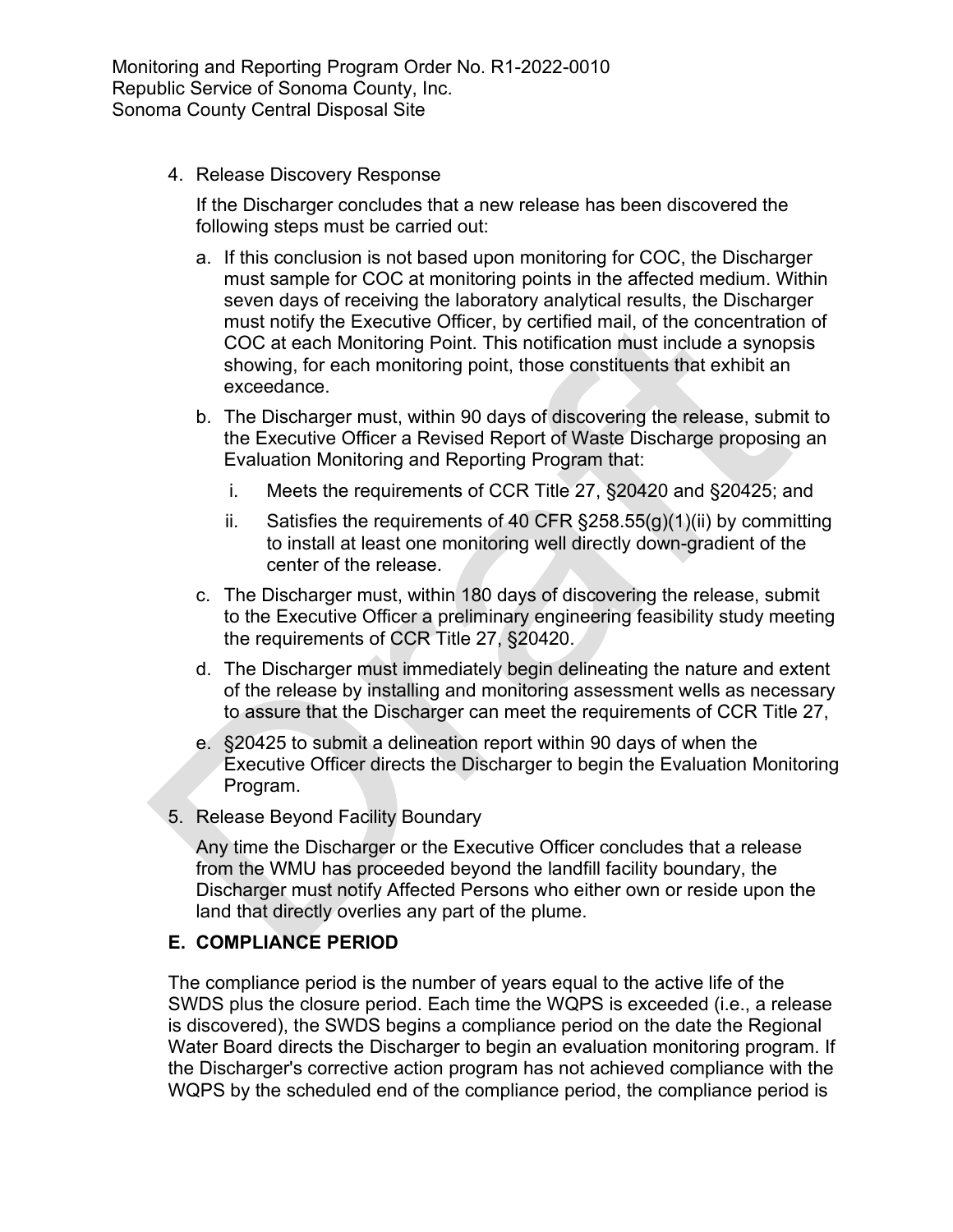4. Release Discovery Response

   If the Discharger concludes that a new release has been discovered the following steps must be carried out:

   a. If this conclusion is not based upon monitoring for COC, the Discharger must sample for COC at monitoring points in the affected medium. Within seven days of receiving the laboratory analytical results, the Discharger must notify the Executive Officer, by certified mail, of the concentration of COC at each Monitoring Point. This notification must include a synopsis showing, for each monitoring point, those constituents that exhibit an exceedance.

   b. The Discharger must, within 90 days of discovering the release, submit to the Executive Officer a Revised Report of Waste Discharge proposing an Evaluation Monitoring and Reporting Program that:

      i. Meets the requirements of CCR Title 27, §20420 and §20425; and

      ii. Satisfies the requirements of 40 CFR §258.55(g)(1)(ii) by committing to install at least one monitoring well directly down-gradient of the center of the release.

   c. The Discharger must, within 180 days of discovering the release, submit to the Executive Officer a preliminary engineering feasibility study meeting the requirements of CCR Title 27, §20420.

   d. The Discharger must immediately begin delineating the nature and extent of the release by installing and monitoring assessment wells as necessary to assure that the Discharger can meet the requirements of CCR Title 27,

   e. §20425 to submit a delineation report within 90 days of when the Executive Officer directs the Discharger to begin the Evaluation Monitoring Program.

5. Release Beyond Facility Boundary

   Any time the Discharger or the Executive Officer concludes that a release from the WMU has proceeded beyond the landfill facility boundary, the Discharger must notify Affected Persons who either own or reside upon the land that directly overlies any part of the plume.

### E. COMPLIANCE PERIOD

The compliance period is the number of years equal to the active life of the SWDS plus the closure period. Each time the WQPS is exceeded (i.e., a release is discovered), the SWDS begins a compliance period on the date the Regional Water Board directs the Discharger to begin an evaluation monitoring program. If the Discharger's corrective action program has not achieved compliance with the WQPS by the scheduled end of the compliance period, the compliance period is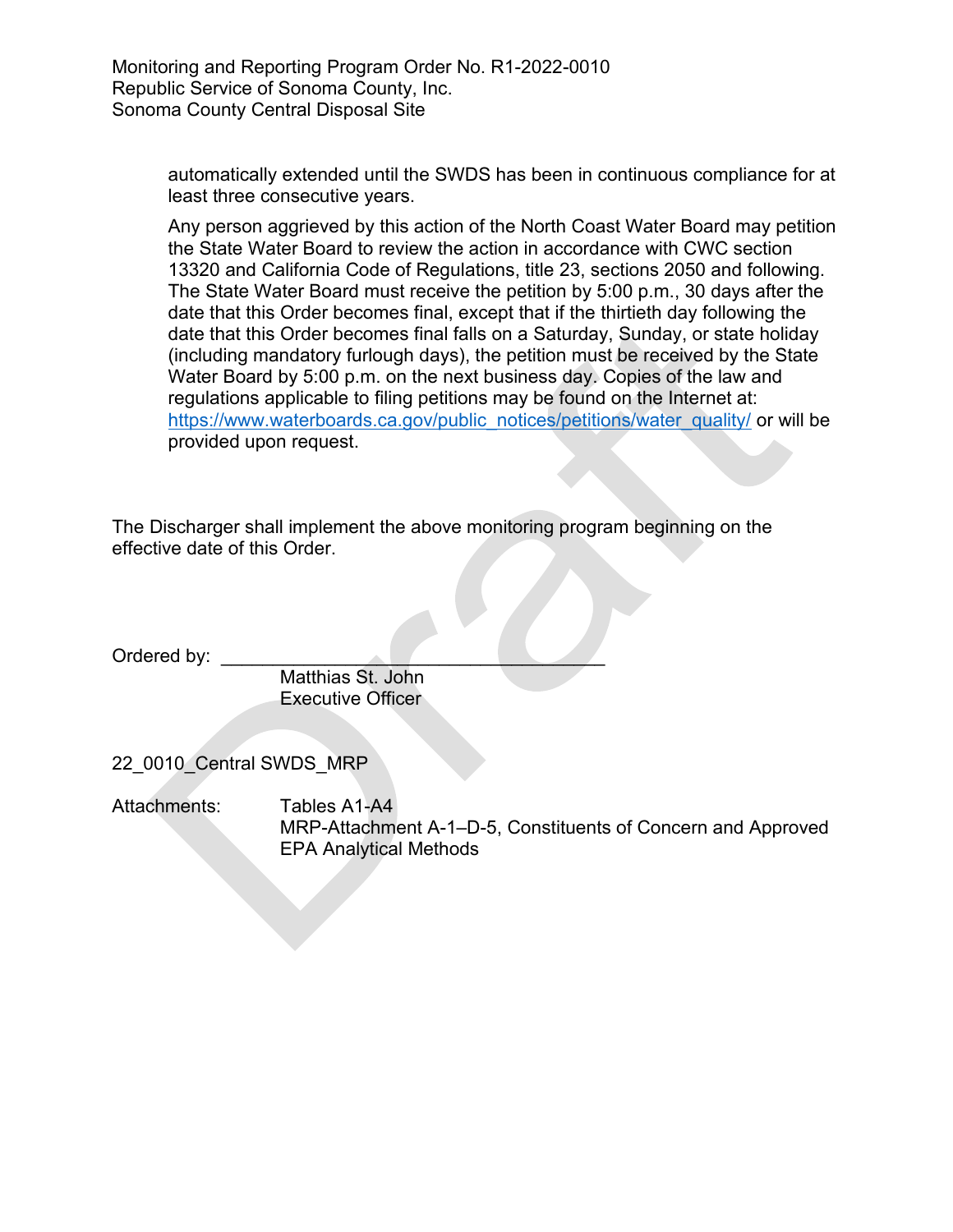automatically extended until the SWDS has been in continuous compliance for at least three consecutive years.

Any person aggrieved by this action of the North Coast Water Board may petition the State Water Board to review the action in accordance with CWC section 13320 and California Code of Regulations, title 23, sections 2050 and following. The State Water Board must receive the petition by 5:00 p.m., 30 days after the date that this Order becomes final, except that if the thirtieth day following the date that this Order becomes final falls on a Saturday, Sunday, or state holiday (including mandatory furlough days), the petition must be received by the State Water Board by 5:00 p.m. on the next business day. Copies of the law and regulations applicable to filing petitions may be found on the Internet at: [https://www.waterboards.ca.gov/public_notices/petitions/water_quality/](https://www.waterboards.ca.gov/public_notices/petitions/water_quality/) or will be provided upon request.

The Discharger shall implement the above monitoring program beginning on the effective date of this Order.

Ordered by: ______________________________________

Matthias St. John
Executive Officer

22_0010_Central SWDS_MRP

Attachments: Tables A1-A4
MRP-Attachment A-1–D-5, Constituents of Concern and Approved EPA Analytical Methods